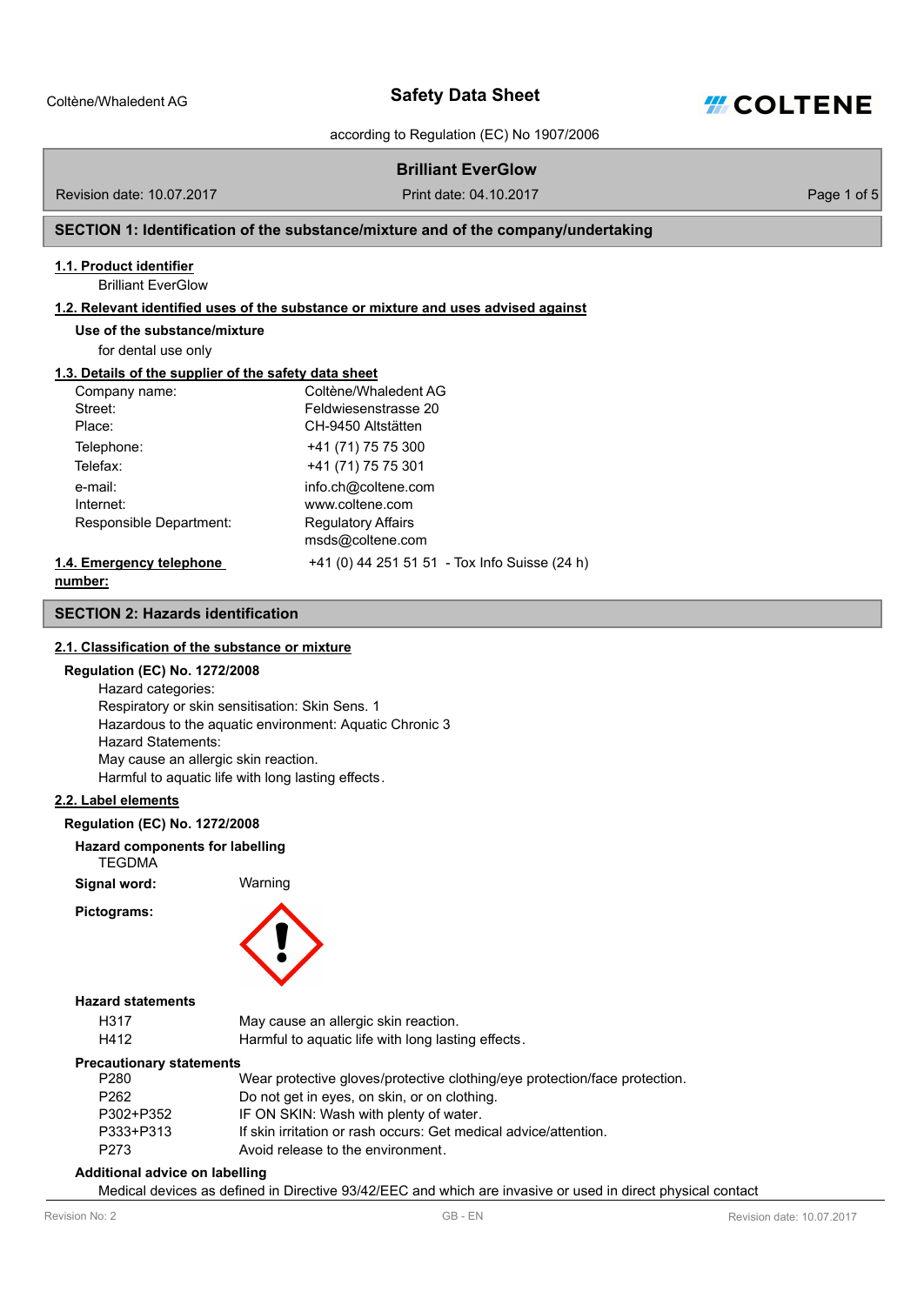Coltène/Whaledent AG

# Safety Data Sheet

according to Regulation (EC) No 1907/2006

## Brilliant EverGlow

Revision date: 10.07.2017 | Print date: 04.10.2017

## SECTION 1: Identification of the substance/mixture and of the company/undertaking

### 1.1. Product identifier

Brilliant EverGlow

### 1.2. Relevant identified uses of the substance or mixture and uses advised against

**Use of the substance/mixture**

for dental use only

### 1.3. Details of the supplier of the safety data sheet

| | |
|---|---|
| Company name: | Coltène/Whaledent AG |
| Street: | Feldwiesenstrasse 20 |
| Place: | CH-9450 Altstätten |
| Telephone: | +41 (71) 75 75 300 |
| Telefax: | +41 (71) 75 75 301 |
| e-mail: | info.ch@coltene.com |
| Internet: | www.coltene.com |
| Responsible Department: | Regulatory Affairs<br>msds@coltene.com |

### 1.4. Emergency telephone number:

+41 (0) 44 251 51 51 - Tox Info Suisse (24 h)

## SECTION 2: Hazards identification

### 2.1. Classification of the substance or mixture

**Regulation (EC) No. 1272/2008**

Hazard categories:
Respiratory or skin sensitisation: Skin Sens. 1
Hazardous to the aquatic environment: Aquatic Chronic 3
Hazard Statements:
May cause an allergic skin reaction.
Harmful to aquatic life with long lasting effects.

### 2.2. Label elements

**Regulation (EC) No. 1272/2008**

**Hazard components for labelling**

TEGDMA

**Signal word:** Warning

**Pictograms:**

**Hazard statements**

| | |
|---|---|
| H317 | May cause an allergic skin reaction. |
| H412 | Harmful to aquatic life with long lasting effects. |

**Precautionary statements**

| | |
|---|---|
| P280 | Wear protective gloves/protective clothing/eye protection/face protection. |
| P262 | Do not get in eyes, on skin, or on clothing. |
| P302+P352 | IF ON SKIN: Wash with plenty of water. |
| P333+P313 | If skin irritation or rash occurs: Get medical advice/attention. |
| P273 | Avoid release to the environment. |

**Additional advice on labelling**

Medical devices as defined in Directive 93/42/EEC and which are invasive or used in direct physical contact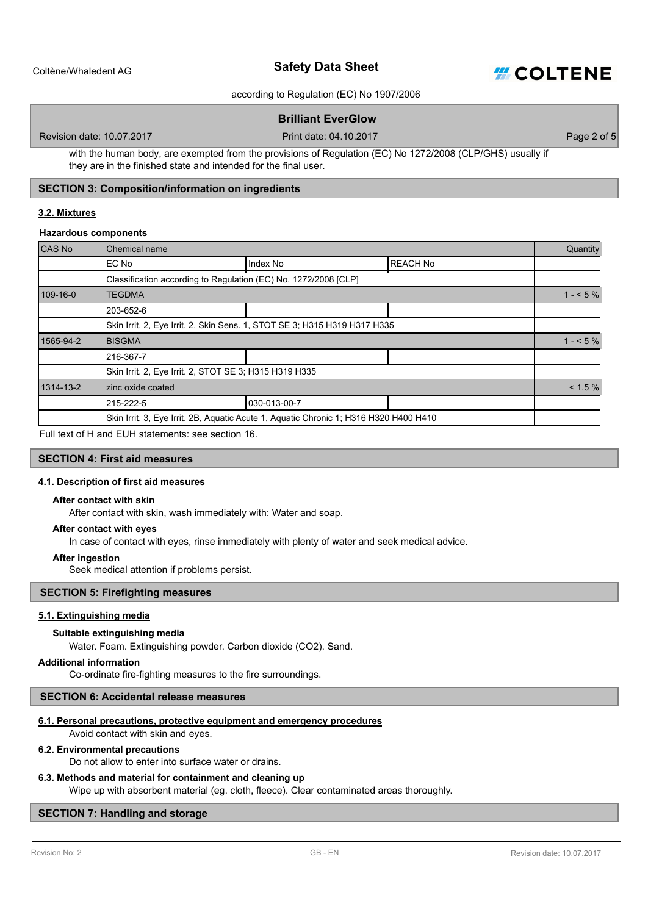with the human body, are exempted from the provisions of Regulation (EC) No 1272/2008 (CLP/GHS) usually if they are in the finished state and intended for the final user.

## SECTION 3: Composition/information on ingredients

### 3.2. Mixtures

**Hazardous components**

| CAS No | Chemical name | | | Quantity |
|---|---|---|---|---|
| | EC No | Index No | REACH No | |
| | Classification according to Regulation (EC) No. 1272/2008 [CLP] | | | |
| 109-16-0 | TEGDMA | | | 1 - < 5 % |
| | 203-652-6 | | | |
| | Skin Irrit. 2, Eye Irrit. 2, Skin Sens. 1, STOT SE 3; H315 H319 H317 H335 | | | |
| 1565-94-2 | BISGMA | | | 1 - < 5 % |
| | 216-367-7 | | | |
| | Skin Irrit. 2, Eye Irrit. 2, STOT SE 3; H315 H319 H335 | | | |
| 1314-13-2 | zinc oxide coated | | | < 1.5 % |
| | 215-222-5 | 030-013-00-7 | | |
| | Skin Irrit. 3, Eye Irrit. 2B, Aquatic Acute 1, Aquatic Chronic 1; H316 H320 H400 H410 | | | |

Full text of H and EUH statements: see section 16.

## SECTION 4: First aid measures

### 4.1. Description of first aid measures

**After contact with skin**

After contact with skin, wash immediately with: Water and soap.

**After contact with eyes**

In case of contact with eyes, rinse immediately with plenty of water and seek medical advice.

**After ingestion**

Seek medical attention if problems persist.

## SECTION 5: Firefighting measures

### 5.1. Extinguishing media

**Suitable extinguishing media**

Water. Foam. Extinguishing powder. Carbon dioxide ($CO_2$). Sand.

**Additional information**

Co-ordinate fire-fighting measures to the fire surroundings.

## SECTION 6: Accidental release measures

### 6.1. Personal precautions, protective equipment and emergency procedures

Avoid contact with skin and eyes.

### 6.2. Environmental precautions

Do not allow to enter into surface water or drains.

### 6.3. Methods and material for containment and cleaning up

Wipe up with absorbent material (eg. cloth, fleece). Clear contaminated areas thoroughly.

## SECTION 7: Handling and storage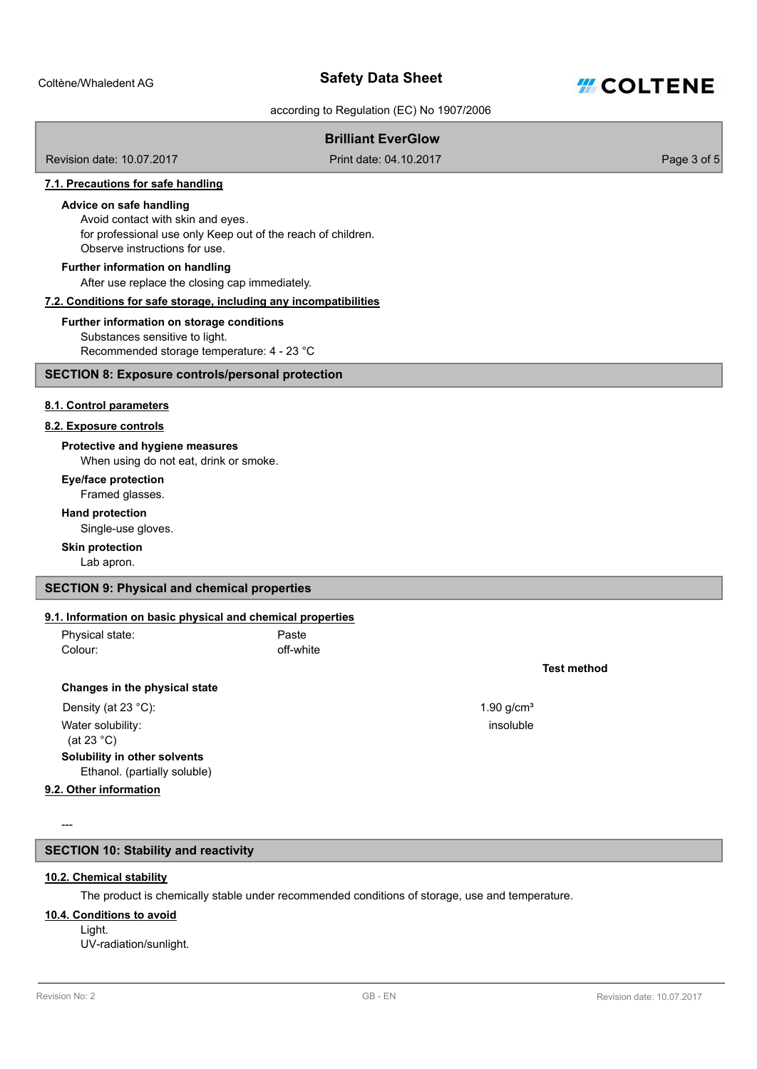### 7.1. Precautions for safe handling

**Advice on safe handling**

Avoid contact with skin and eyes.
for professional use only Keep out of the reach of children.
Observe instructions for use.

**Further information on handling**

After use replace the closing cap immediately.

### 7.2. Conditions for safe storage, including any incompatibilities

**Further information on storage conditions**

Substances sensitive to light.
Recommended storage temperature: 4 - 23 °C

## SECTION 8: Exposure controls/personal protection

### 8.1. Control parameters

### 8.2. Exposure controls

**Protective and hygiene measures**

When using do not eat, drink or smoke.

**Eye/face protection**

Framed glasses.

**Hand protection**

Single-use gloves.

**Skin protection**

Lab apron.

## SECTION 9: Physical and chemical properties

### 9.1. Information on basic physical and chemical properties

| | | |
|---|---|---|
| Physical state: | Paste | |
| Colour: | off-white | |
| | | **Test method** |
| **Changes in the physical state** | | |
| Density (at 23 °C): | 1.90 g/cm³ | |
| Water solubility: (at 23 °C) | insoluble | |

**Solubility in other solvents**

Ethanol. (partially soluble)

### 9.2. Other information

---

## SECTION 10: Stability and reactivity

### 10.2. Chemical stability

The product is chemically stable under recommended conditions of storage, use and temperature.

### 10.4. Conditions to avoid

Light.
UV-radiation/sunlight.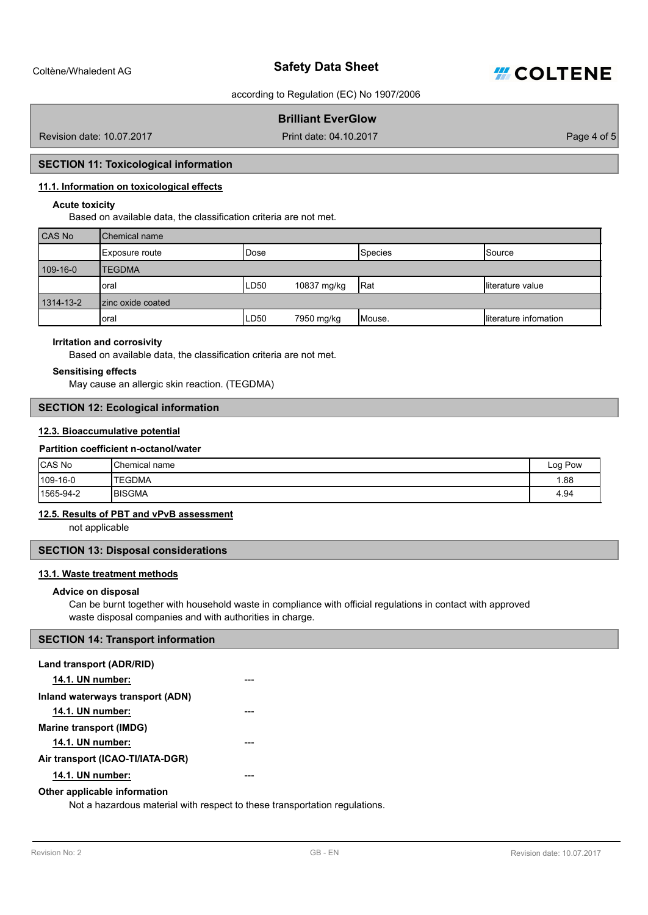## SECTION 11: Toxicological information

### 11.1. Information on toxicological effects

**Acute toxicity**

Based on available data, the classification criteria are not met.

| CAS No | Chemical name | | | | |
|---|---|---|---|---|---|
| | Exposure route | Dose | | Species | Source |
| 109-16-0 | TEGDMA | | | | |
| | oral | LD50 | 10837 mg/kg | Rat | literature value |
| 1314-13-2 | zinc oxide coated | | | | |
| | oral | LD50 | 7950 mg/kg | Mouse. | literature infomation |

**Irritation and corrosivity**

Based on available data, the classification criteria are not met.

**Sensitising effects**

May cause an allergic skin reaction. (TEGDMA)

## SECTION 12: Ecological information

### 12.3. Bioaccumulative potential

**Partition coefficient n-octanol/water**

| CAS No | Chemical name | Log Pow |
|---|---|---|
| 109-16-0 | TEGDMA | 1.88 |
| 1565-94-2 | BISGMA | 4.94 |

### 12.5. Results of PBT and vPvB assessment

not applicable

## SECTION 13: Disposal considerations

### 13.1. Waste treatment methods

**Advice on disposal**

Can be burnt together with household waste in compliance with official regulations in contact with approved waste disposal companies and with authorities in charge.

## SECTION 14: Transport information

**Land transport (ADR/RID)**

**14.1. UN number:** ---

**Inland waterways transport (ADN)**

**14.1. UN number:** ---

**Marine transport (IMDG)**

**14.1. UN number:** ---

**Air transport (ICAO-TI/IATA-DGR)**

**14.1. UN number:** ---

**Other applicable information**

Not a hazardous material with respect to these transportation regulations.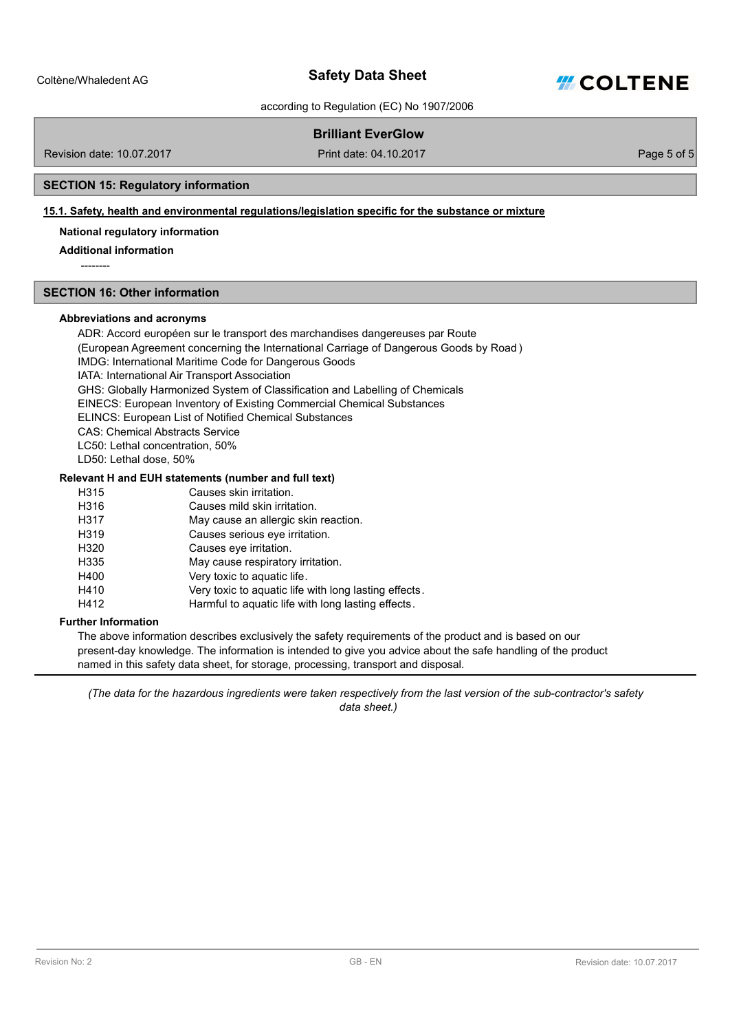## SECTION 15: Regulatory information

**15.1. Safety, health and environmental regulations/legislation specific for the substance or mixture**

**National regulatory information**

**Additional information**

--------

## SECTION 16: Other information

**Abbreviations and acronyms**

ADR: Accord européen sur le transport des marchandises dangereuses par Route
(European Agreement concerning the International Carriage of Dangerous Goods by Road )
IMDG: International Maritime Code for Dangerous Goods
IATA: International Air Transport Association
GHS: Globally Harmonized System of Classification and Labelling of Chemicals
EINECS: European Inventory of Existing Commercial Chemical Substances
ELINCS: European List of Notified Chemical Substances
CAS: Chemical Abstracts Service
LC50: Lethal concentration, 50%
LD50: Lethal dose, 50%

**Relevant H and EUH statements (number and full text)**

| | |
|---|---|
| H315 | Causes skin irritation. |
| H316 | Causes mild skin irritation. |
| H317 | May cause an allergic skin reaction. |
| H319 | Causes serious eye irritation. |
| H320 | Causes eye irritation. |
| H335 | May cause respiratory irritation. |
| H400 | Very toxic to aquatic life. |
| H410 | Very toxic to aquatic life with long lasting effects. |
| H412 | Harmful to aquatic life with long lasting effects. |

**Further Information**

The above information describes exclusively the safety requirements of the product and is based on our present-day knowledge. The information is intended to give you advice about the safe handling of the product named in this safety data sheet, for storage, processing, transport and disposal.

---

*(The data for the hazardous ingredients were taken respectively from the last version of the sub-contractor's safety data sheet.)*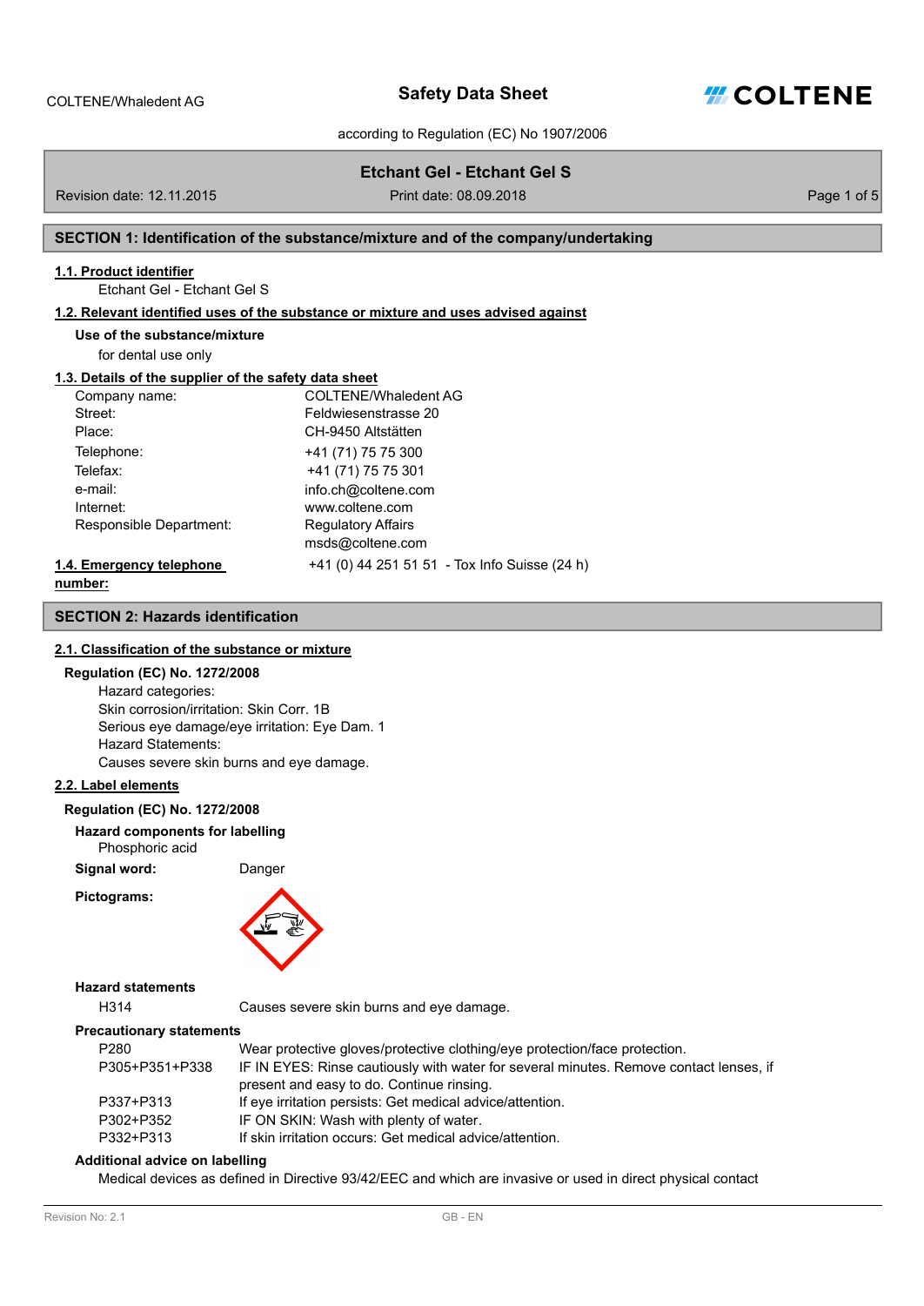COLTENE/Whaledent AG

# Safety Data Sheet

according to Regulation (EC) No 1907/2006

**Etchant Gel - Etchant Gel S**

Revision date: 12.11.2015 Print date: 08.09.2018

## SECTION 1: Identification of the substance/mixture and of the company/undertaking

### 1.1. Product identifier

Etchant Gel - Etchant Gel S

### 1.2. Relevant identified uses of the substance or mixture and uses advised against

**Use of the substance/mixture**

for dental use only

### 1.3. Details of the supplier of the safety data sheet

| | |
|---|---|
| Company name: | COLTENE/Whaledent AG |
| Street: | Feldwiesenstrasse 20 |
| Place: | CH-9450 Altstätten |
| Telephone: | +41 (71) 75 75 300 |
| Telefax: | +41 (71) 75 75 301 |
| e-mail: | info.ch@coltene.com |
| Internet: | www.coltene.com |
| Responsible Department: | Regulatory Affairs<br>msds@coltene.com |

### 1.4. Emergency telephone number:

+41 (0) 44 251 51 51 - Tox Info Suisse (24 h)

## SECTION 2: Hazards identification

### 2.1. Classification of the substance or mixture

**Regulation (EC) No. 1272/2008**

Hazard categories:
Skin corrosion/irritation: Skin Corr. 1B
Serious eye damage/eye irritation: Eye Dam. 1
Hazard Statements:
Causes severe skin burns and eye damage.

### 2.2. Label elements

**Regulation (EC) No. 1272/2008**

**Hazard components for labelling**

Phosphoric acid

**Signal word:** Danger

**Pictograms:**

**Hazard statements**

| | |
|---|---|
| H314 | Causes severe skin burns and eye damage. |

**Precautionary statements**

| | |
|---|---|
| P280 | Wear protective gloves/protective clothing/eye protection/face protection. |
| P305+P351+P338 | IF IN EYES: Rinse cautiously with water for several minutes. Remove contact lenses, if present and easy to do. Continue rinsing. |
| P337+P313 | If eye irritation persists: Get medical advice/attention. |
| P302+P352 | IF ON SKIN: Wash with plenty of water. |
| P332+P313 | If skin irritation occurs: Get medical advice/attention. |

**Additional advice on labelling**

Medical devices as defined in Directive 93/42/EEC and which are invasive or used in direct physical contact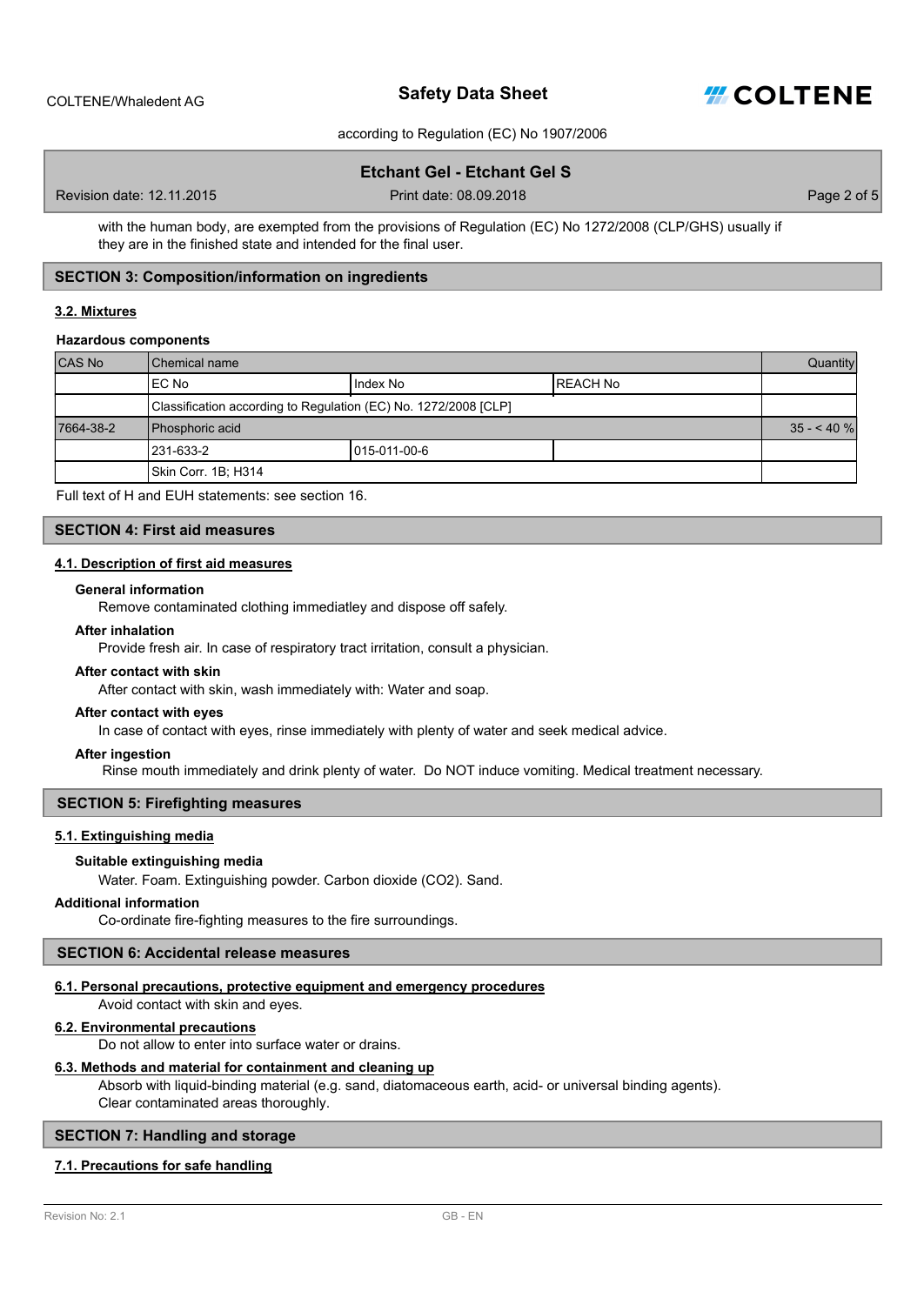with the human body, are exempted from the provisions of Regulation (EC) No 1272/2008 (CLP/GHS) usually if they are in the finished state and intended for the final user.

## SECTION 3: Composition/information on ingredients

### 3.2. Mixtures

**Hazardous components**

| CAS No | Chemical name | | | Quantity |
|---|---|---|---|---|
| | EC No | Index No | REACH No | |
| | Classification according to Regulation (EC) No. 1272/2008 [CLP] | | | |
| 7664-38-2 | Phosphoric acid | | | 35 - < 40 % |
| | 231-633-2 | 015-011-00-6 | | |
| | Skin Corr. 1B; H314 | | | |

Full text of H and EUH statements: see section 16.

## SECTION 4: First aid measures

### 4.1. Description of first aid measures

**General information**

Remove contaminated clothing immediatley and dispose off safely.

**After inhalation**

Provide fresh air. In case of respiratory tract irritation, consult a physician.

**After contact with skin**

After contact with skin, wash immediately with: Water and soap.

**After contact with eyes**

In case of contact with eyes, rinse immediately with plenty of water and seek medical advice.

**After ingestion**

Rinse mouth immediately and drink plenty of water. Do NOT induce vomiting. Medical treatment necessary.

## SECTION 5: Firefighting measures

### 5.1. Extinguishing media

**Suitable extinguishing media**

Water. Foam. Extinguishing powder. Carbon dioxide ($CO_2$). Sand.

**Additional information**

Co-ordinate fire-fighting measures to the fire surroundings.

## SECTION 6: Accidental release measures

### 6.1. Personal precautions, protective equipment and emergency procedures

Avoid contact with skin and eyes.

### 6.2. Environmental precautions

Do not allow to enter into surface water or drains.

### 6.3. Methods and material for containment and cleaning up

Absorb with liquid-binding material (e.g. sand, diatomaceous earth, acid- or universal binding agents).
Clear contaminated areas thoroughly.

## SECTION 7: Handling and storage

### 7.1. Precautions for safe handling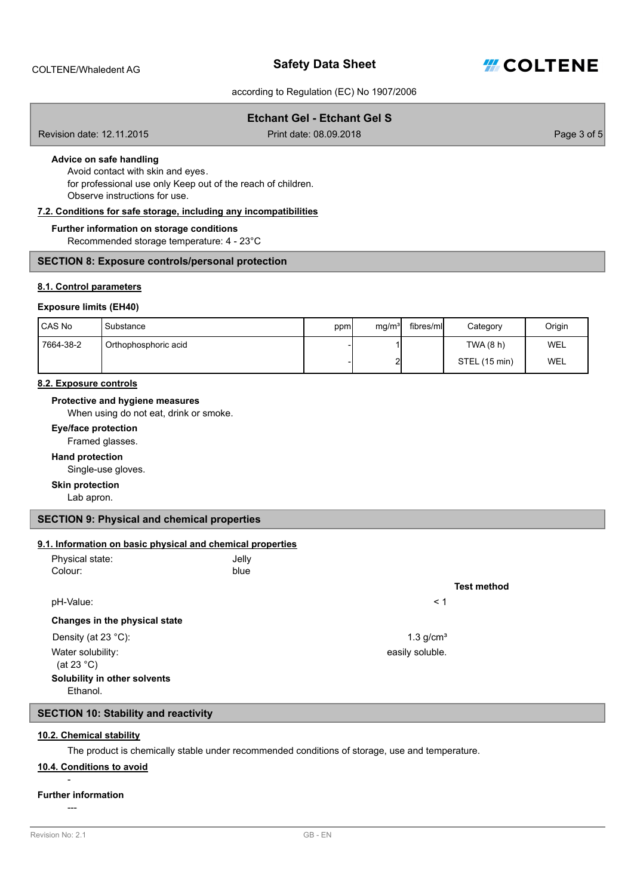**Advice on safe handling**

Avoid contact with skin and eyes.
for professional use only Keep out of the reach of children.
Observe instructions for use.

### 7.2. Conditions for safe storage, including any incompatibilities

**Further information on storage conditions**

Recommended storage temperature: 4 - 23°C

## SECTION 8: Exposure controls/personal protection

### 8.1. Control parameters

**Exposure limits (EH40)**

| CAS No | Substance | ppm | mg/m³ | fibres/ml | Category | Origin |
|---|---|---|---|---|---|---|
| 7664-38-2 | Orthophosphoric acid | - | 1 | | TWA (8 h) | WEL |
| | | - | 2 | | STEL (15 min) | WEL |

### 8.2. Exposure controls

**Protective and hygiene measures**

When using do not eat, drink or smoke.

**Eye/face protection**

Framed glasses.

**Hand protection**

Single-use gloves.

**Skin protection**

Lab apron.

## SECTION 9: Physical and chemical properties

### 9.1. Information on basic physical and chemical properties

Physical state: Jelly
Colour: blue

| | | Test method |
|---|---|---|
| pH-Value: | < 1 | |

**Changes in the physical state**

| | | |
|---|---|---|
| Density (at 23 °C): | 1.3 g/cm³ | |
| Water solubility: (at 23 °C) | easily soluble. | |

**Solubility in other solvents**

Ethanol.

## SECTION 10: Stability and reactivity

### 10.2. Chemical stability

The product is chemically stable under recommended conditions of storage, use and temperature.

### 10.4. Conditions to avoid

-

**Further information**

---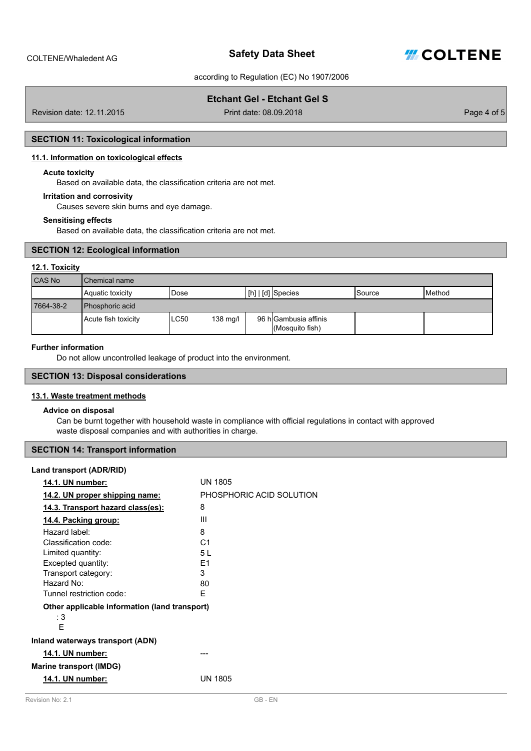## SECTION 11: Toxicological information

### 11.1. Information on toxicological effects

**Acute toxicity**

Based on available data, the classification criteria are not met.

**Irritation and corrosivity**

Causes severe skin burns and eye damage.

**Sensitising effects**

Based on available data, the classification criteria are not met.

## SECTION 12: Ecological information

### 12.1. Toxicity

| CAS No | Chemical name | | | | | | |
|---|---|---|---|---|---|---|---|
| | Aquatic toxicity | Dose | | [h] \| [d] | Species | Source | Method |
| 7664-38-2 | Phosphoric acid | | | | | | |
| | Acute fish toxicity | LC50 | 138 mg/l | 96 h | Gambusia affinis (Mosquito fish) | | |

**Further information**

Do not allow uncontrolled leakage of product into the environment.

## SECTION 13: Disposal considerations

### 13.1. Waste treatment methods

**Advice on disposal**

Can be burnt together with household waste in compliance with official regulations in contact with approved waste disposal companies and with authorities in charge.

## SECTION 14: Transport information

**Land transport (ADR/RID)**

| | |
|---|---|
| **14.1. UN number:** | UN 1805 |
| **14.2. UN proper shipping name:** | PHOSPHORIC ACID SOLUTION |
| **14.3. Transport hazard class(es):** | 8 |
| **14.4. Packing group:** | III |
| Hazard label: | 8 |
| Classification code: | C1 |
| Limited quantity: | 5 L |
| Excepted quantity: | E1 |
| Transport category: | 3 |
| Hazard No: | 80 |
| Tunnel restriction code: | E |

**Other applicable information (land transport)**

: 3
E

**Inland waterways transport (ADN)**

| | |
|---|---|
| **14.1. UN number:** | --- |

**Marine transport (IMDG)**

| | |
|---|---|
| **14.1. UN number:** | UN 1805 |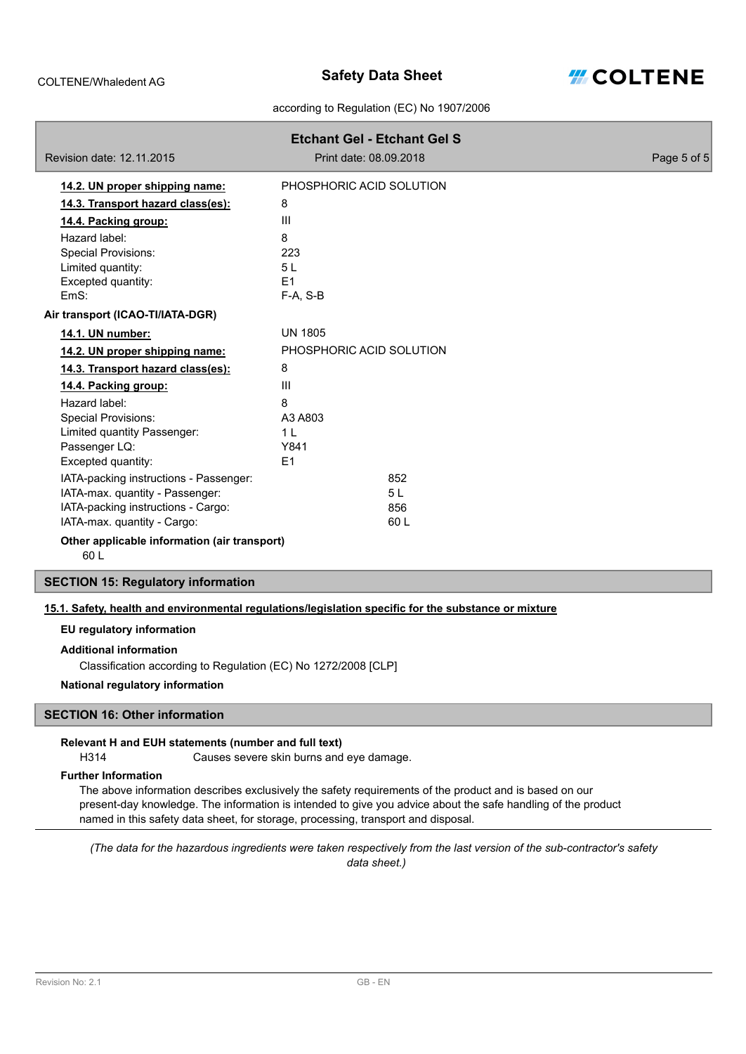**Etchant Gel - Etchant Gel S**

Revision date: 12.11.2015 | Print date: 08.09.2018

| | |
|---|---|
| **14.2. UN proper shipping name:** | PHOSPHORIC ACID SOLUTION |
| **14.3. Transport hazard class(es):** | 8 |
| **14.4. Packing group:** | III |
| Hazard label: | 8 |
| Special Provisions: | 223 |
| Limited quantity: | 5 L |
| Excepted quantity: | E1 |
| EmS: | F-A, S-B |

**Air transport (ICAO-TI/IATA-DGR)**

| | |
|---|---|
| **14.1. UN number:** | UN 1805 |
| **14.2. UN proper shipping name:** | PHOSPHORIC ACID SOLUTION |
| **14.3. Transport hazard class(es):** | 8 |
| **14.4. Packing group:** | III |
| Hazard label: | 8 |
| Special Provisions: | A3 A803 |
| Limited quantity Passenger: | 1 L |
| Passenger LQ: | Y841 |
| Excepted quantity: | E1 |
| IATA-packing instructions - Passenger: | 852 |
| IATA-max. quantity - Passenger: | 5 L |
| IATA-packing instructions - Cargo: | 856 |
| IATA-max. quantity - Cargo: | 60 L |

**Other applicable information (air transport)**

60 L

## SECTION 15: Regulatory information

### 15.1. Safety, health and environmental regulations/legislation specific for the substance or mixture

**EU regulatory information**

**Additional information**

Classification according to Regulation (EC) No 1272/2008 [CLP]

**National regulatory information**

## SECTION 16: Other information

**Relevant H and EUH statements (number and full text)**

H314 Causes severe skin burns and eye damage.

**Further Information**

The above information describes exclusively the safety requirements of the product and is based on our present-day knowledge. The information is intended to give you advice about the safe handling of the product named in this safety data sheet, for storage, processing, transport and disposal.

---

*(The data for the hazardous ingredients were taken respectively from the last version of the sub-contractor's safety data sheet.)*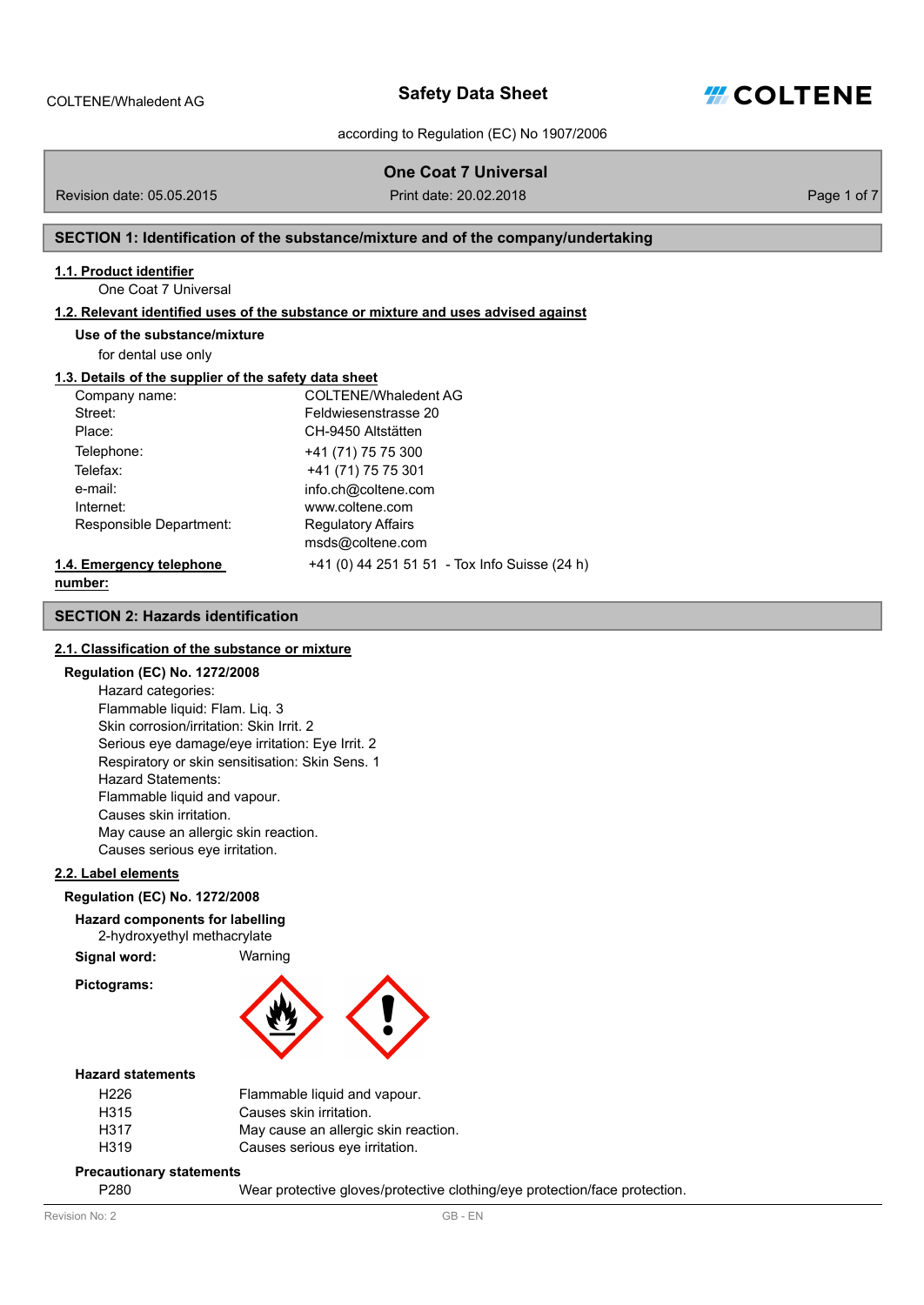# Safety Data Sheet

according to Regulation (EC) No 1907/2006

**One Coat 7 Universal**

Revision date: 05.05.2015 | Print date: 20.02.2018

## SECTION 1: Identification of the substance/mixture and of the company/undertaking

### 1.1. Product identifier

One Coat 7 Universal

### 1.2. Relevant identified uses of the substance or mixture and uses advised against

**Use of the substance/mixture**

for dental use only

### 1.3. Details of the supplier of the safety data sheet

| | |
|---|---|
| Company name: | COLTENE/Whaledent AG |
| Street: | Feldwiesenstrasse 20 |
| Place: | CH-9450 Altstätten |
| Telephone: | +41 (71) 75 75 300 |
| Telefax: | +41 (71) 75 75 301 |
| e-mail: | info.ch@coltene.com |
| Internet: | www.coltene.com |
| Responsible Department: | Regulatory Affairs<br>msds@coltene.com |

### 1.4. Emergency telephone number:

+41 (0) 44 251 51 51 - Tox Info Suisse (24 h)

## SECTION 2: Hazards identification

### 2.1. Classification of the substance or mixture

**Regulation (EC) No. 1272/2008**

Hazard categories:
Flammable liquid: Flam. Liq. 3
Skin corrosion/irritation: Skin Irrit. 2
Serious eye damage/eye irritation: Eye Irrit. 2
Respiratory or skin sensitisation: Skin Sens. 1
Hazard Statements:
Flammable liquid and vapour.
Causes skin irritation.
May cause an allergic skin reaction.
Causes serious eye irritation.

### 2.2. Label elements

**Regulation (EC) No. 1272/2008**

**Hazard components for labelling**

2-hydroxyethyl methacrylate

**Signal word:** Warning

**Pictograms:**

**Hazard statements**

| | |
|---|---|
| H226 | Flammable liquid and vapour. |
| H315 | Causes skin irritation. |
| H317 | May cause an allergic skin reaction. |
| H319 | Causes serious eye irritation. |

**Precautionary statements**

| | |
|---|---|
| P280 | Wear protective gloves/protective clothing/eye protection/face protection. |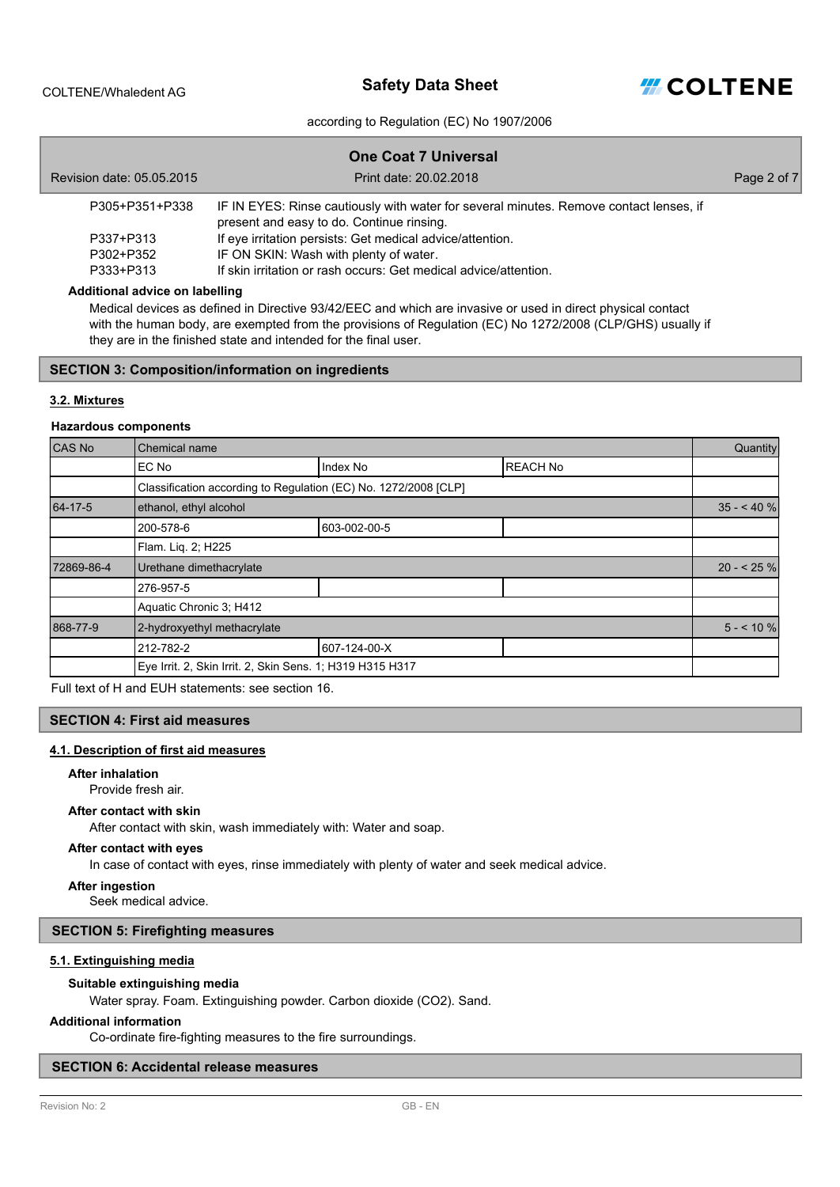| | |
|---|---|
| P305+P351+P338 | IF IN EYES: Rinse cautiously with water for several minutes. Remove contact lenses, if present and easy to do. Continue rinsing. |
| P337+P313 | If eye irritation persists: Get medical advice/attention. |
| P302+P352 | IF ON SKIN: Wash with plenty of water. |
| P333+P313 | If skin irritation or rash occurs: Get medical advice/attention. |

**Additional advice on labelling**

Medical devices as defined in Directive 93/42/EEC and which are invasive or used in direct physical contact with the human body, are exempted from the provisions of Regulation (EC) No 1272/2008 (CLP/GHS) usually if they are in the finished state and intended for the final user.

## SECTION 3: Composition/information on ingredients

### 3.2. Mixtures

**Hazardous components**

| CAS No | Chemical name | | | Quantity |
|---|---|---|---|---|
| | EC No | Index No | REACH No | |
| | Classification according to Regulation (EC) No. 1272/2008 [CLP] | | | |
| 64-17-5 | ethanol, ethyl alcohol | | | 35 - < 40 % |
| | 200-578-6 | 603-002-00-5 | | |
| | Flam. Liq. 2; H225 | | | |
| 72869-86-4 | Urethane dimethacrylate | | | 20 - < 25 % |
| | 276-957-5 | | | |
| | Aquatic Chronic 3; H412 | | | |
| 868-77-9 | 2-hydroxyethyl methacrylate | | | 5 - < 10 % |
| | 212-782-2 | 607-124-00-X | | |
| | Eye Irrit. 2, Skin Irrit. 2, Skin Sens. 1; H319 H315 H317 | | | |

Full text of H and EUH statements: see section 16.

## SECTION 4: First aid measures

### 4.1. Description of first aid measures

**After inhalation**

Provide fresh air.

**After contact with skin**

After contact with skin, wash immediately with: Water and soap.

**After contact with eyes**

In case of contact with eyes, rinse immediately with plenty of water and seek medical advice.

**After ingestion**

Seek medical advice.

## SECTION 5: Firefighting measures

### 5.1. Extinguishing media

**Suitable extinguishing media**

Water spray. Foam. Extinguishing powder. Carbon dioxide ($CO_2$). Sand.

**Additional information**

Co-ordinate fire-fighting measures to the fire surroundings.

## SECTION 6: Accidental release measures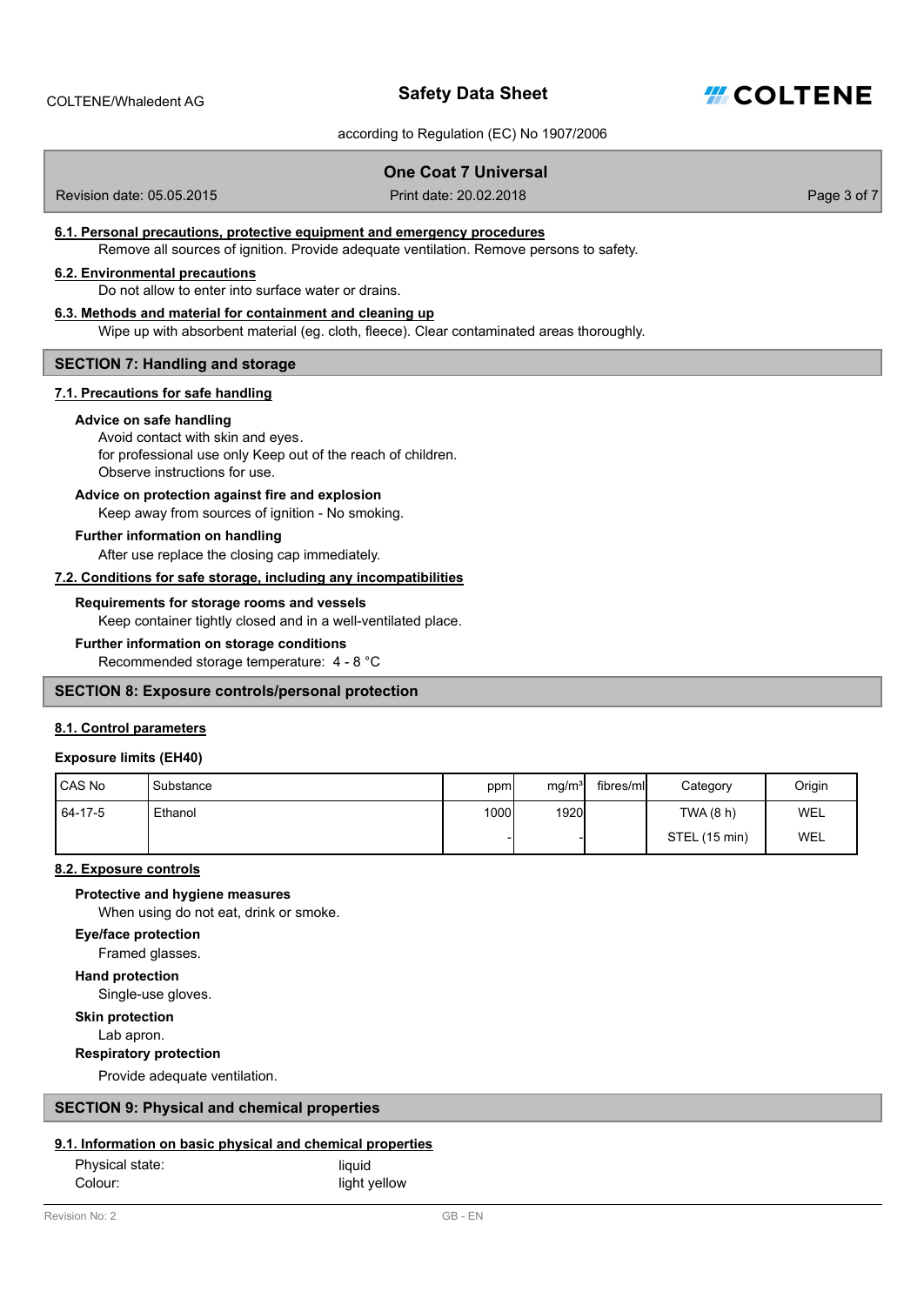### 6.1. Personal precautions, protective equipment and emergency procedures

Remove all sources of ignition. Provide adequate ventilation. Remove persons to safety.

### 6.2. Environmental precautions

Do not allow to enter into surface water or drains.

### 6.3. Methods and material for containment and cleaning up

Wipe up with absorbent material (eg. cloth, fleece). Clear contaminated areas thoroughly.

## SECTION 7: Handling and storage

### 7.1. Precautions for safe handling

**Advice on safe handling**

Avoid contact with skin and eyes.
for professional use only Keep out of the reach of children.
Observe instructions for use.

**Advice on protection against fire and explosion**

Keep away from sources of ignition - No smoking.

**Further information on handling**

After use replace the closing cap immediately.

### 7.2. Conditions for safe storage, including any incompatibilities

**Requirements for storage rooms and vessels**

Keep container tightly closed and in a well-ventilated place.

**Further information on storage conditions**

Recommended storage temperature: 4 - 8 °C

## SECTION 8: Exposure controls/personal protection

### 8.1. Control parameters

**Exposure limits (EH40)**

| CAS No | Substance | ppm | mg/m³ | fibres/ml | Category | Origin |
|---|---|---|---|---|---|---|
| 64-17-5 | Ethanol | 1000 | 1920 | | TWA (8 h) | WEL |
| | | - | - | | STEL (15 min) | WEL |

### 8.2. Exposure controls

**Protective and hygiene measures**

When using do not eat, drink or smoke.

**Eye/face protection**

Framed glasses.

**Hand protection**

Single-use gloves.

**Skin protection**

Lab apron.

**Respiratory protection**

Provide adequate ventilation.

## SECTION 9: Physical and chemical properties

### 9.1. Information on basic physical and chemical properties

| | |
|---|---|
| Physical state: | liquid |
| Colour: | light yellow |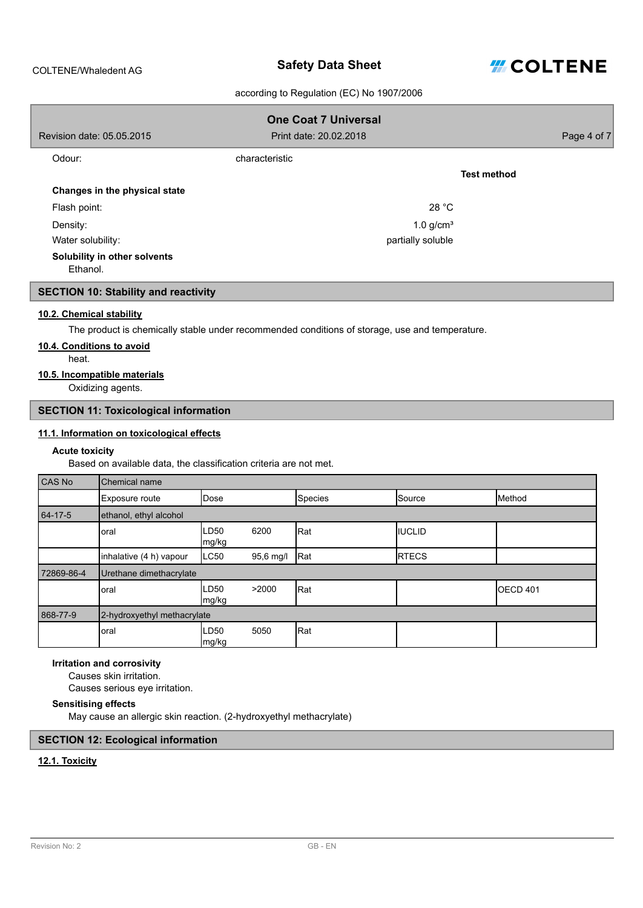Odour: characteristic

**Test method**

**Changes in the physical state**

Flash point: 28 °C

Density: 1.0 g/cm³

Water solubility: partially soluble

**Solubility in other solvents**

Ethanol.

## SECTION 10: Stability and reactivity

### 10.2. Chemical stability

The product is chemically stable under recommended conditions of storage, use and temperature.

### 10.4. Conditions to avoid

heat.

### 10.5. Incompatible materials

Oxidizing agents.

## SECTION 11: Toxicological information

### 11.1. Information on toxicological effects

**Acute toxicity**

Based on available data, the classification criteria are not met.

| CAS No | Chemical name | | | | | |
|---|---|---|---|---|---|---|
| | Exposure route | Dose | | Species | Source | Method |
| 64-17-5 | ethanol, ethyl alcohol | | | | | |
| | oral | LD50 mg/kg | 6200 | Rat | IUCLID | |
| | inhalative (4 h) vapour | LC50 | 95,6 mg/l | Rat | RTECS | |
| 72869-86-4 | Urethane dimethacrylate | | | | | |
| | oral | LD50 mg/kg | >2000 | Rat | | OECD 401 |
| 868-77-9 | 2-hydroxyethyl methacrylate | | | | | |
| | oral | LD50 mg/kg | 5050 | Rat | | |

**Irritation and corrosivity**

Causes skin irritation.
Causes serious eye irritation.

**Sensitising effects**

May cause an allergic skin reaction. (2-hydroxyethyl methacrylate)

## SECTION 12: Ecological information

### 12.1. Toxicity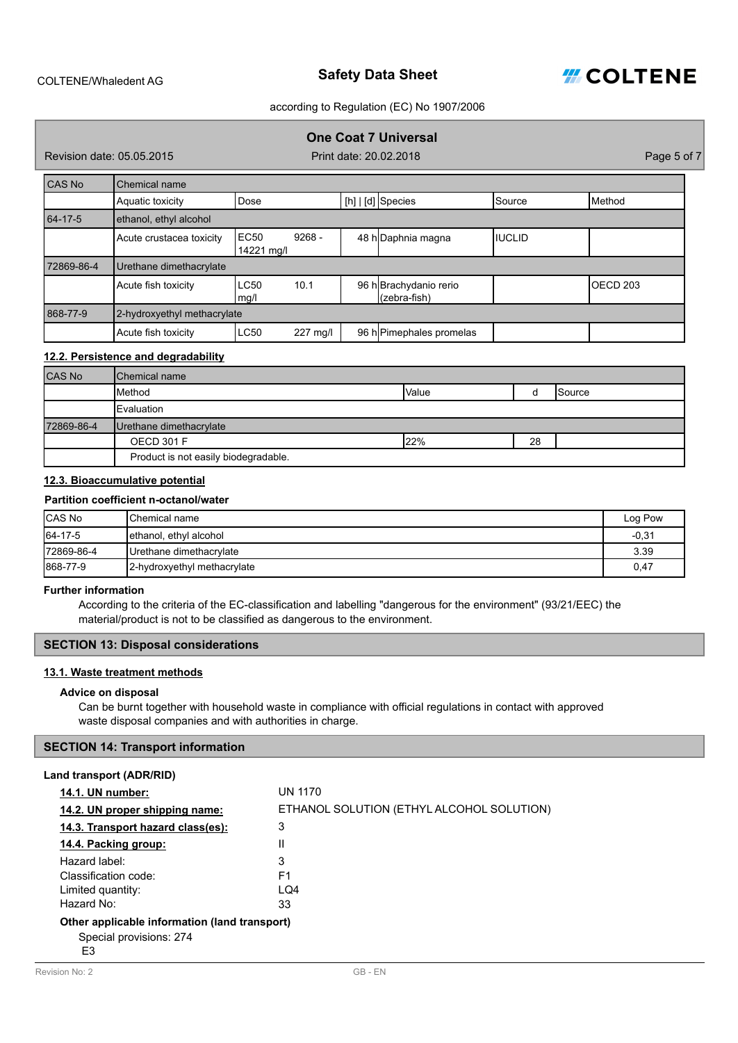| CAS No | Chemical name | | | | | |
|---|---|---|---|---|---|---|
| | Aquatic toxicity | Dose | [h] \| [d] | Species | Source | Method |
| 64-17-5 | ethanol, ethyl alcohol | | | | | |
| | Acute crustacea toxicity | EC50 9268 - 14221 mg/l | 48 h | Daphnia magna | IUCLID | |
| 72869-86-4 | Urethane dimethacrylate | | | | | |
| | Acute fish toxicity | LC50 10.1 mg/l | 96 h | Brachydanio rerio (zebra-fish) | | OECD 203 |
| 868-77-9 | 2-hydroxyethyl methacrylate | | | | | |
| | Acute fish toxicity | LC50 227 mg/l | 96 h | Pimephales promelas | | |

### 12.2. Persistence and degradability

| CAS No | Chemical name | | | |
|---|---|---|---|---|
| | Method | Value | d | Source |
| | Evaluation | | | |
| 72869-86-4 | Urethane dimethacrylate | | | |
| | OECD 301 F | 22% | 28 | |
| | Product is not easily biodegradable. | | | |

### 12.3. Bioaccumulative potential

**Partition coefficient n-octanol/water**

| CAS No | Chemical name | Log Pow |
|---|---|---|
| 64-17-5 | ethanol, ethyl alcohol | -0,31 |
| 72869-86-4 | Urethane dimethacrylate | 3.39 |
| 868-77-9 | 2-hydroxyethyl methacrylate | 0,47 |

**Further information**

According to the criteria of the EC-classification and labelling "dangerous for the environment" (93/21/EEC) the material/product is not to be classified as dangerous to the environment.

## SECTION 13: Disposal considerations

### 13.1. Waste treatment methods

**Advice on disposal**

Can be burnt together with household waste in compliance with official regulations in contact with approved waste disposal companies and with authorities in charge.

## SECTION 14: Transport information

**Land transport (ADR/RID)**

| | |
|---|---|
| **14.1. UN number:** | UN 1170 |
| **14.2. UN proper shipping name:** | ETHANOL SOLUTION (ETHYL ALCOHOL SOLUTION) |
| **14.3. Transport hazard class(es):** | 3 |
| **14.4. Packing group:** | II |
| Hazard label: | 3 |
| Classification code: | F1 |
| Limited quantity: | LQ4 |
| Hazard No: | 33 |

**Other applicable information (land transport)**

Special provisions: 274
E3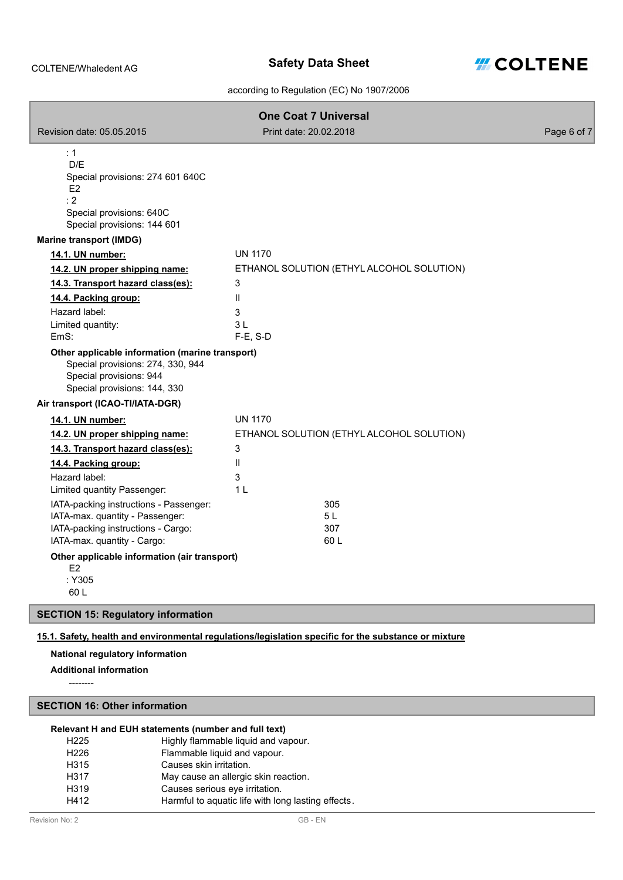: 1
D/E
Special provisions: 274 601 640C
E2
: 2
Special provisions: 640C
Special provisions: 144 601

**Marine transport (IMDG)**

| | |
|---|---|
| **14.1. UN number:** | UN 1170 |
| **14.2. UN proper shipping name:** | ETHANOL SOLUTION (ETHYL ALCOHOL SOLUTION) |
| **14.3. Transport hazard class(es):** | 3 |
| **14.4. Packing group:** | II |
| Hazard label: | 3 |
| Limited quantity: | 3 L |
| EmS: | F-E, S-D |

**Other applicable information (marine transport)**

Special provisions: 274, 330, 944
Special provisions: 944
Special provisions: 144, 330

**Air transport (ICAO-TI/IATA-DGR)**

| | |
|---|---|
| **14.1. UN number:** | UN 1170 |
| **14.2. UN proper shipping name:** | ETHANOL SOLUTION (ETHYL ALCOHOL SOLUTION) |
| **14.3. Transport hazard class(es):** | 3 |
| **14.4. Packing group:** | II |
| Hazard label: | 3 |
| Limited quantity Passenger: | 1 L |
| IATA-packing instructions - Passenger: | 305 |
| IATA-max. quantity - Passenger: | 5 L |
| IATA-packing instructions - Cargo: | 307 |
| IATA-max. quantity - Cargo: | 60 L |

**Other applicable information (air transport)**

E2
: Y305
60 L

## SECTION 15: Regulatory information

**15.1. Safety, health and environmental regulations/legislation specific for the substance or mixture**

**National regulatory information**

**Additional information**

--------

## SECTION 16: Other information

**Relevant H and EUH statements (number and full text)**

| | |
|---|---|
| H225 | Highly flammable liquid and vapour. |
| H226 | Flammable liquid and vapour. |
| H315 | Causes skin irritation. |
| H317 | May cause an allergic skin reaction. |
| H319 | Causes serious eye irritation. |
| H412 | Harmful to aquatic life with long lasting effects. |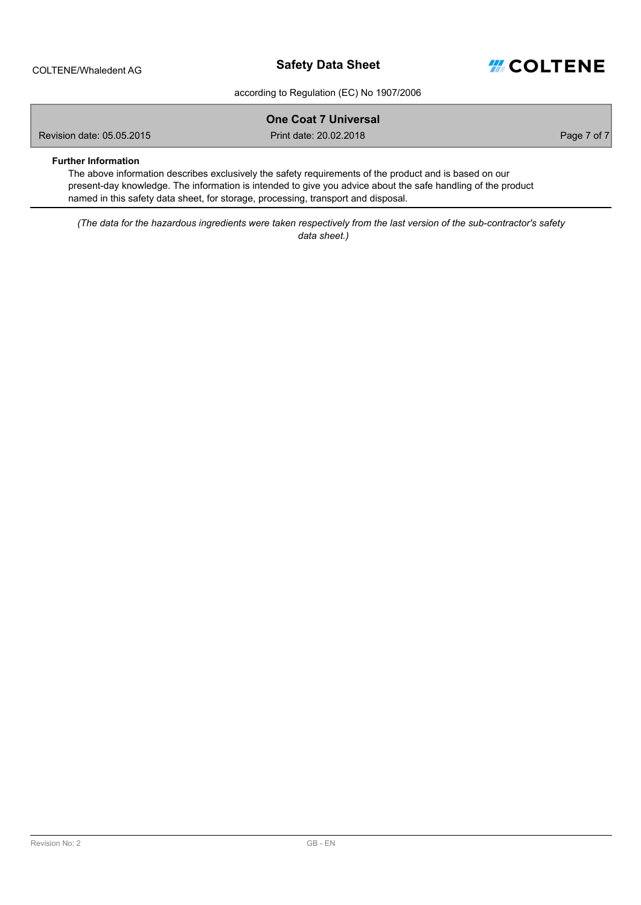**Further Information**

The above information describes exclusively the safety requirements of the product and is based on our present-day knowledge. The information is intended to give you advice about the safe handling of the product named in this safety data sheet, for storage, processing, transport and disposal.

---

*(The data for the hazardous ingredients were taken respectively from the last version of the sub-contractor's safety data sheet.)*